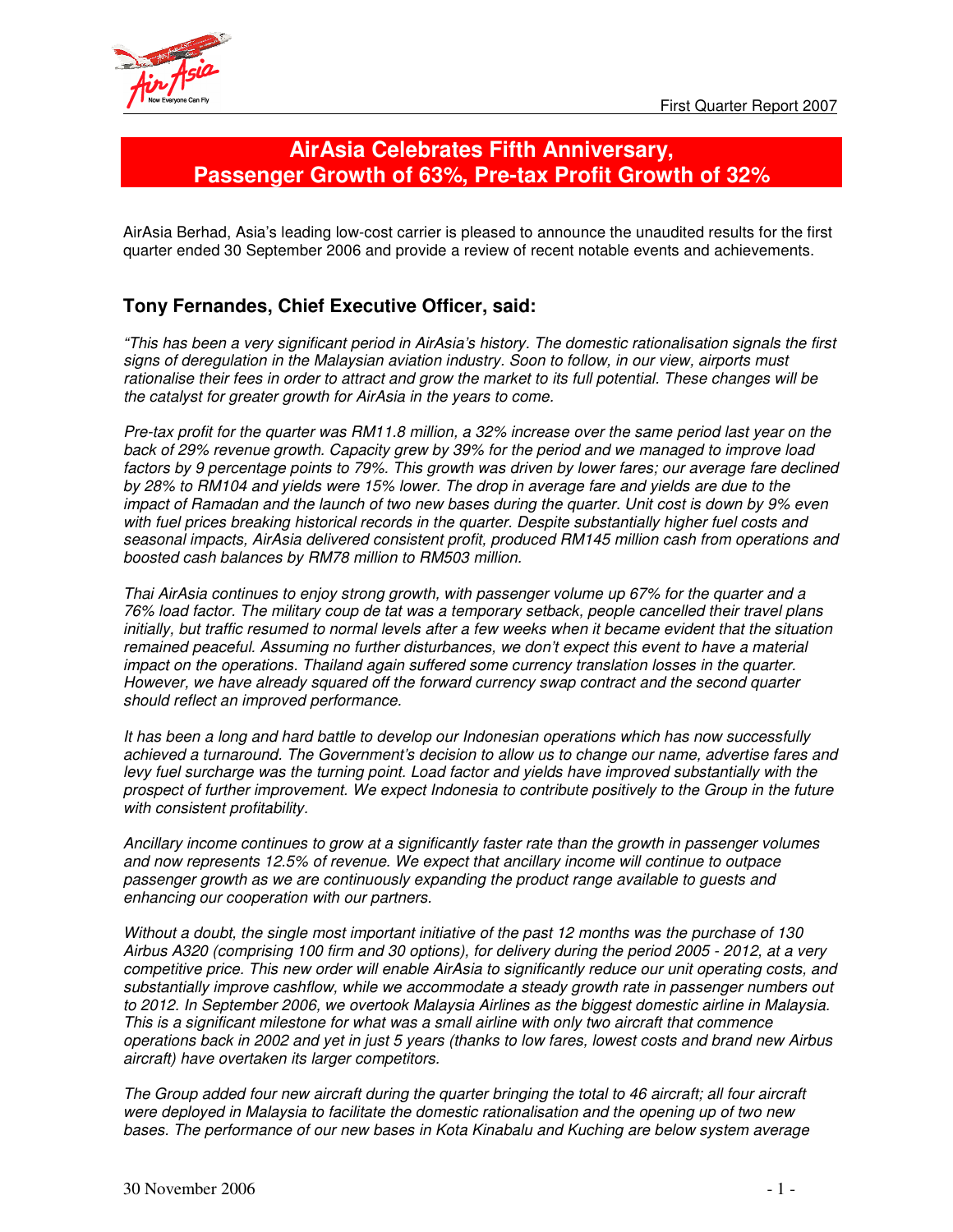# AirAsia Celebrates Fifth Anniversary, Passenger Growth of 63%, Pre-tax Profit Growth of 32%

AirAsia Berhad, Asia's leading low-cost carrier is pleased to announce the unaudited results for the first quarter ended 30 September 2006 and provide a review of recent notable events and achievements.

## Tony Fernandes, Chief Executive Officer, said:

*"This has been a very significant period in AirAsia's history. The domestic rationalisation signals the first signs of deregulation in the Malaysian aviation industry. Soon to follow, in our view, airports must rationalise their fees in order to attract and grow the market to its full potential. These changes will be the catalyst for greater growth for AirAsia in the years to come.*

*Pre-tax profit for the quarter was RM11.8 million, a 32% increase over the same period last year on the back of 29% revenue growth. Capacity grew by 39% for the period and we managed to improve load factors by 9 percentage points to 79%. This growth was driven by lower fares; our average fare declined by 28% to RM104 and yields were 15% lower. The drop in average fare and yields are due to the impact of Ramadan and the launch of two new bases during the quarter. Unit cost is down by 9% even with fuel prices breaking historical records in the quarter. Despite substantially higher fuel costs and seasonal impacts, AirAsia delivered consistent profit, produced RM145 million cash from operations and boosted cash balances by RM78 million to RM503 million.*

*Thai AirAsia continues to enjoy strong growth, with passenger volume up 67% for the quarter and a 76% load factor. The military coup de tat was a temporary setback, people cancelled their travel plans initially, but traffic resumed to normal levels after a few weeks when it became evident that the situation remained peaceful. Assuming no further disturbances, we don't expect this event to have a material impact on the operations. Thailand again suffered some currency translation losses in the quarter. However, we have already squared off the forward currency swap contract and the second quarter should reflect an improved performance.*

*It has been a long and hard battle to develop our Indonesian operations which has now successfully achieved a turnaround. The Government's decision to allow us to change our name, advertise fares and levy fuel surcharge was the turning point. Load factor and yields have improved substantially with the prospect of further improvement. We expect Indonesia to contribute positively to the Group in the future with consistent profitability.*

*Ancillary income continues to grow at a significantly faster rate than the growth in passenger volumes and now represents 12.5% of revenue. We expect that ancillary income will continue to outpace passenger growth as we are continuously expanding the product range available to guests and enhancing our cooperation with our partners.*

*Without a doubt, the single most important initiative of the past 12 months was the purchase of 130 Airbus A320 (comprising 100 firm and 30 options), for delivery during the period 2005 - 2012, at a very competitive price. This new order will enable AirAsia to significantly reduce our unit operating costs, and substantially improve cashflow, while we accommodate a steady growth rate in passenger numbers out to 2012. In September 2006, we overtook Malaysia Airlines as the biggest domestic airline in Malaysia. This is a significant milestone for what was a small airline with only two aircraft that commence operations back in 2002 and yet in just 5 years (thanks to low fares, lowest costs and brand new Airbus aircraft) have overtaken its larger competitors.*

*The Group added four new aircraft during the quarter bringing the total to 46 aircraft; all four aircraft were deployed in Malaysia to facilitate the domestic rationalisation and the opening up of two new bases. The performance of our new bases in Kota Kinabalu and Kuching are below system average*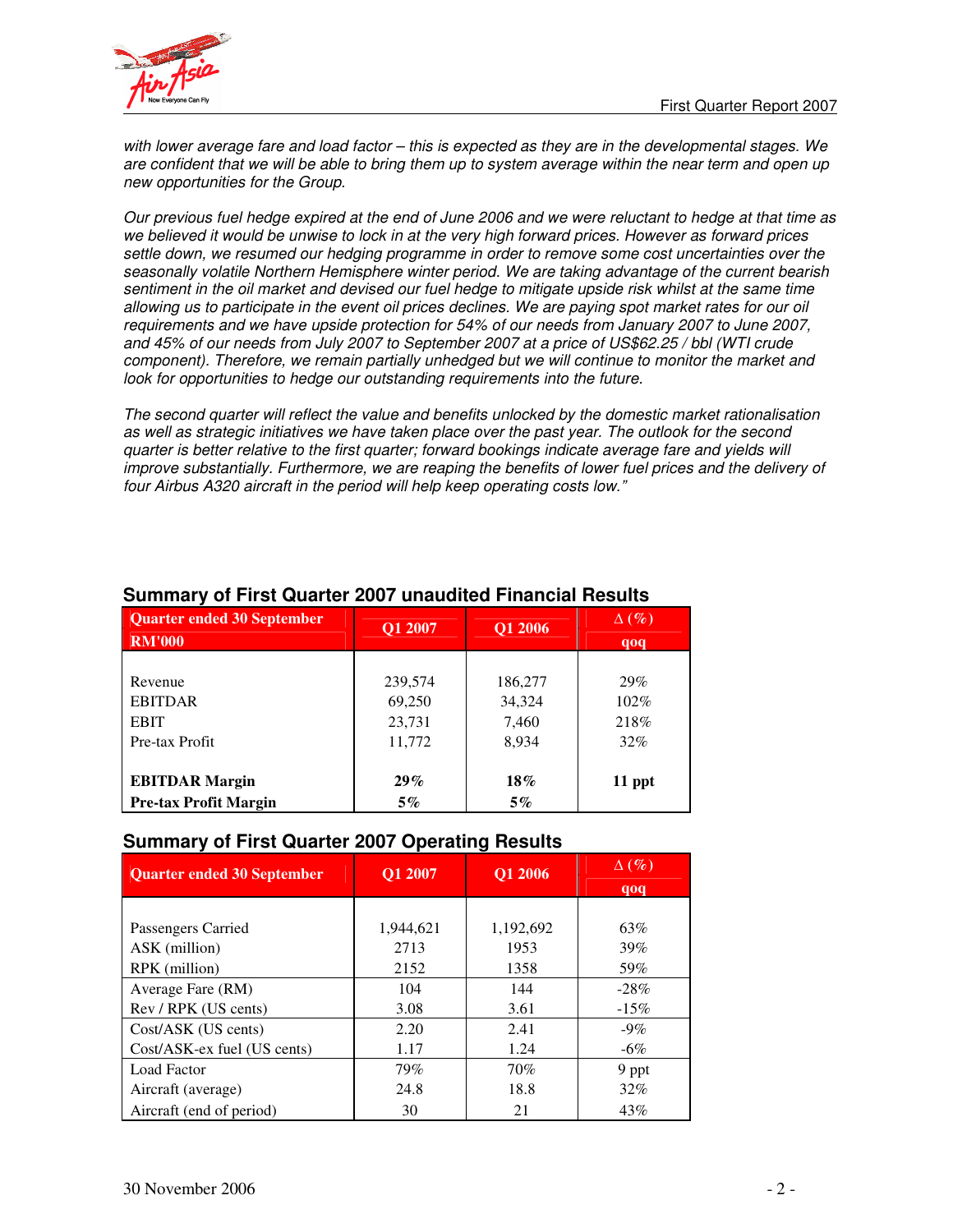*with lower average fare and load factor – this is expected as they are in the developmental stages. We are confident that we will be able to bring them up to system average within the near term and open up new opportunities for the Group.*

*Our previous fuel hedge expired at the end of June 2006 and we were reluctant to hedge at that time as we believed it would be unwise to lock in at the very high forward prices. However as forward prices settle down, we resumed our hedging programme in order to remove some cost uncertainties over the seasonally volatile Northern Hemisphere winter period. We are taking advantage of the current bearish sentiment in the oil market and devised our fuel hedge to mitigate upside risk whilst at the same time allowing us to participate in the event oil prices declines. We are paying spot market rates for our oil requirements and we have upside protection for 54% of our needs from January 2007 to June 2007, and 45% of our needs from July 2007 to September 2007 at a price of US$62.25 / bbl (WTI crude component). Therefore, we remain partially unhedged but we will continue to monitor the market and look for opportunities to hedge our outstanding requirements into the future.*

*The second quarter will reflect the value and benefits unlocked by the domestic market rationalisation as well as strategic initiatives we have taken place over the past year. The outlook for the second quarter is better relative to the first quarter; forward bookings indicate average fare and yields will improve substantially. Furthermore, we are reaping the benefits of lower fuel prices and the delivery of four Airbus A320 aircraft in the period will help keep operating costs low."*

### Summary of First Quarter 2007 unaudited Financial Results

| Quarter ended 30 September RM'000 | Q1 2007 | Q1 2006 | Δ (%) qoq |
|---|---|---|---|
| Revenue | 239,574 | 186,277 | 29% |
| EBITDAR | 69,250 | 34,324 | 102% |
| EBIT | 23,731 | 7,460 | 218% |
| Pre-tax Profit | 11,772 | 8,934 | 32% |
| **EBITDAR Margin** | **29%** | **18%** | **11 ppt** |
| **Pre-tax Profit Margin** | **5%** | **5%** | |

### Summary of First Quarter 2007 Operating Results

| Quarter ended 30 September | Q1 2007 | Q1 2006 | Δ (%) qoq |
|---|---|---|---|
| Passengers Carried | 1,944,621 | 1,192,692 | 63% |
| ASK (million) | 2713 | 1953 | 39% |
| RPK (million) | 2152 | 1358 | 59% |
| Average Fare (RM) | 104 | 144 | -28% |
| Rev / RPK (US cents) | 3.08 | 3.61 | -15% |
| Cost/ASK (US cents) | 2.20 | 2.41 | -9% |
| Cost/ASK-ex fuel (US cents) | 1.17 | 1.24 | -6% |
| Load Factor | 79% | 70% | 9 ppt |
| Aircraft (average) | 24.8 | 18.8 | 32% |
| Aircraft (end of period) | 30 | 21 | 43% |

30 November 2006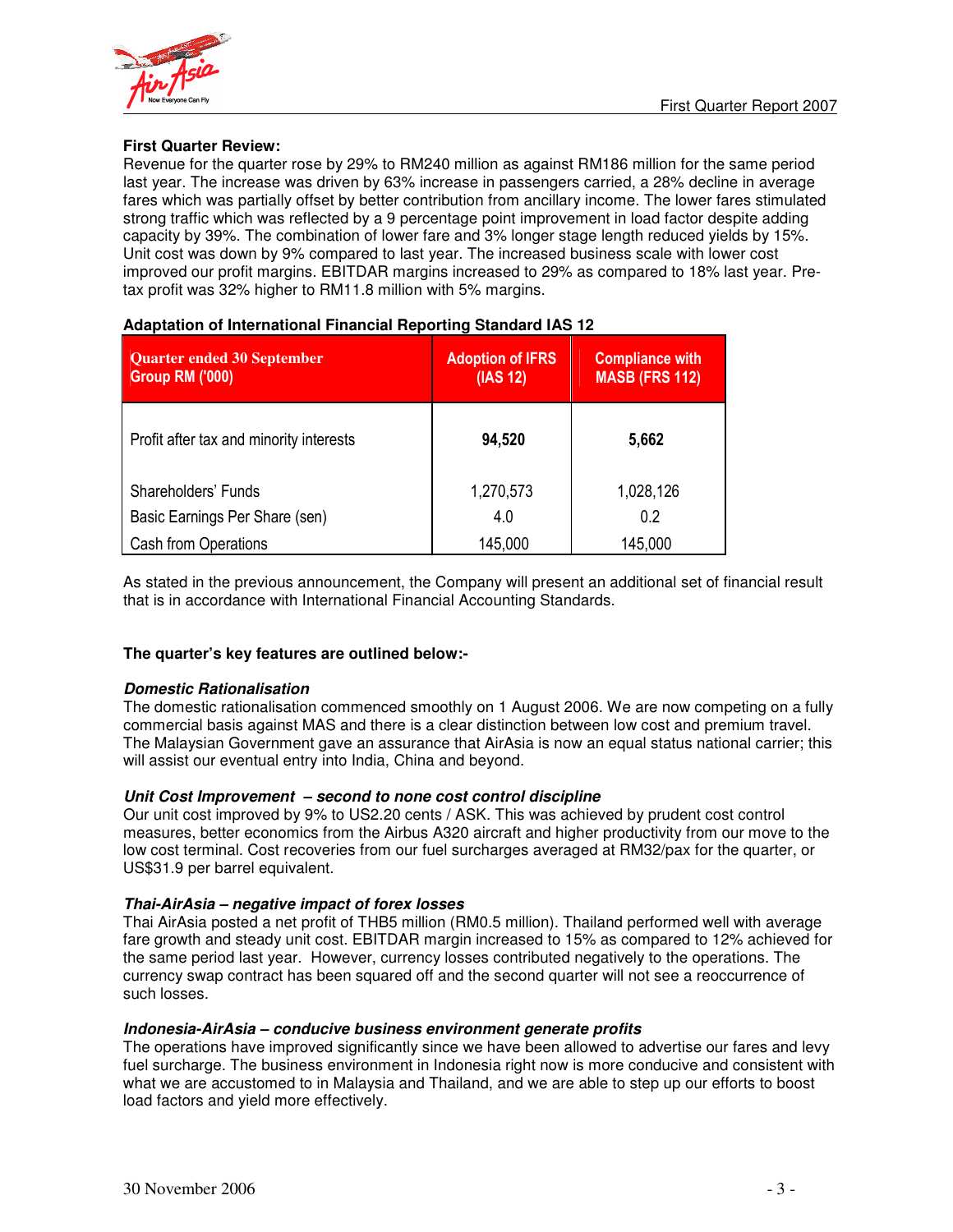**First Quarter Review:**

Revenue for the quarter rose by 29% to RM240 million as against RM186 million for the same period last year. The increase was driven by 63% increase in passengers carried, a 28% decline in average fares which was partially offset by better contribution from ancillary income. The lower fares stimulated strong traffic which was reflected by a 9 percentage point improvement in load factor despite adding capacity by 39%. The combination of lower fare and 3% longer stage length reduced yields by 15%. Unit cost was down by 9% compared to last year. The increased business scale with lower cost improved our profit margins. EBITDAR margins increased to 29% as compared to 18% last year. Pre-tax profit was 32% higher to RM11.8 million with 5% margins.

**Adaptation of International Financial Reporting Standard IAS 12**

| Quarter ended 30 September Group RM ('000) | Adoption of IFRS (IAS 12) | Compliance with MASB (FRS 112) |
|---|---|---|
| Profit after tax and minority interests | **94,520** | **5,662** |
| Shareholders' Funds | 1,270,573 | 1,028,126 |
| Basic Earnings Per Share (sen) | 4.0 | 0.2 |
| Cash from Operations | 145,000 | 145,000 |

As stated in the previous announcement, the Company will present an additional set of financial result that is in accordance with International Financial Accounting Standards.

**The quarter's key features are outlined below:-**

***Domestic Rationalisation***

The domestic rationalisation commenced smoothly on 1 August 2006. We are now competing on a fully commercial basis against MAS and there is a clear distinction between low cost and premium travel. The Malaysian Government gave an assurance that AirAsia is now an equal status national carrier; this will assist our eventual entry into India, China and beyond.

***Unit Cost Improvement – second to none cost control discipline***

Our unit cost improved by 9% to US2.20 cents / ASK. This was achieved by prudent cost control measures, better economics from the Airbus A320 aircraft and higher productivity from our move to the low cost terminal. Cost recoveries from our fuel surcharges averaged at RM32/pax for the quarter, or US$31.9 per barrel equivalent.

***Thai-AirAsia – negative impact of forex losses***

Thai AirAsia posted a net profit of THB5 million (RM0.5 million). Thailand performed well with average fare growth and steady unit cost. EBITDAR margin increased to 15% as compared to 12% achieved for the same period last year. However, currency losses contributed negatively to the operations. The currency swap contract has been squared off and the second quarter will not see a reoccurrence of such losses.

***Indonesia-AirAsia – conducive business environment generate profits***

The operations have improved significantly since we have been allowed to advertise our fares and levy fuel surcharge. The business environment in Indonesia right now is more conducive and consistent with what we are accustomed to in Malaysia and Thailand, and we are able to step up our efforts to boost load factors and yield more effectively.

30 November 2006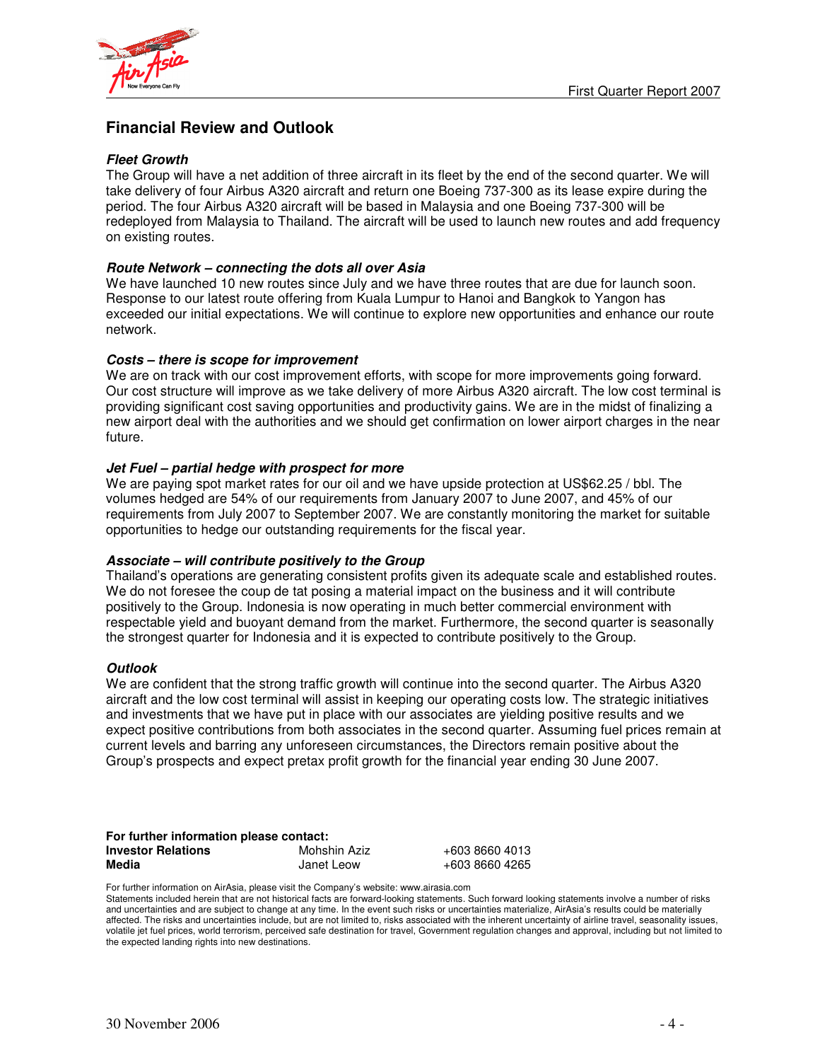## Financial Review and Outlook

***Fleet Growth***

The Group will have a net addition of three aircraft in its fleet by the end of the second quarter. We will take delivery of four Airbus A320 aircraft and return one Boeing 737-300 as its lease expire during the period. The four Airbus A320 aircraft will be based in Malaysia and one Boeing 737-300 will be redeployed from Malaysia to Thailand. The aircraft will be used to launch new routes and add frequency on existing routes.

***Route Network – connecting the dots all over Asia***

We have launched 10 new routes since July and we have three routes that are due for launch soon. Response to our latest route offering from Kuala Lumpur to Hanoi and Bangkok to Yangon has exceeded our initial expectations. We will continue to explore new opportunities and enhance our route network.

***Costs – there is scope for improvement***

We are on track with our cost improvement efforts, with scope for more improvements going forward. Our cost structure will improve as we take delivery of more Airbus A320 aircraft. The low cost terminal is providing significant cost saving opportunities and productivity gains. We are in the midst of finalizing a new airport deal with the authorities and we should get confirmation on lower airport charges in the near future.

***Jet Fuel – partial hedge with prospect for more***

We are paying spot market rates for our oil and we have upside protection at US$62.25 / bbl. The volumes hedged are 54% of our requirements from January 2007 to June 2007, and 45% of our requirements from July 2007 to September 2007. We are constantly monitoring the market for suitable opportunities to hedge our outstanding requirements for the fiscal year.

***Associate – will contribute positively to the Group***

Thailand's operations are generating consistent profits given its adequate scale and established routes. We do not foresee the coup de tat posing a material impact on the business and it will contribute positively to the Group. Indonesia is now operating in much better commercial environment with respectable yield and buoyant demand from the market. Furthermore, the second quarter is seasonally the strongest quarter for Indonesia and it is expected to contribute positively to the Group.

***Outlook***

We are confident that the strong traffic growth will continue into the second quarter. The Airbus A320 aircraft and the low cost terminal will assist in keeping our operating costs low. The strategic initiatives and investments that we have put in place with our associates are yielding positive results and we expect positive contributions from both associates in the second quarter. Assuming fuel prices remain at current levels and barring any unforeseen circumstances, the Directors remain positive about the Group's prospects and expect pretax profit growth for the financial year ending 30 June 2007.

**For further information please contact:**

| | | |
|---|---|---|
| **Investor Relations** | Mohshin Aziz | +603 8660 4013 |
| **Media** | Janet Leow | +603 8660 4265 |

For further information on AirAsia, please visit the Company's website: www.airasia.com

Statements included herein that are not historical facts are forward-looking statements. Such forward looking statements involve a number of risks and uncertainties and are subject to change at any time. In the event such risks or uncertainties materialize, AirAsia's results could be materially affected. The risks and uncertainties include, but are not limited to, risks associated with the inherent uncertainty of airline travel, seasonality issues, volatile jet fuel prices, world terrorism, perceived safe destination for travel, Government regulation changes and approval, including but not limited to the expected landing rights into new destinations.

30 November 2006